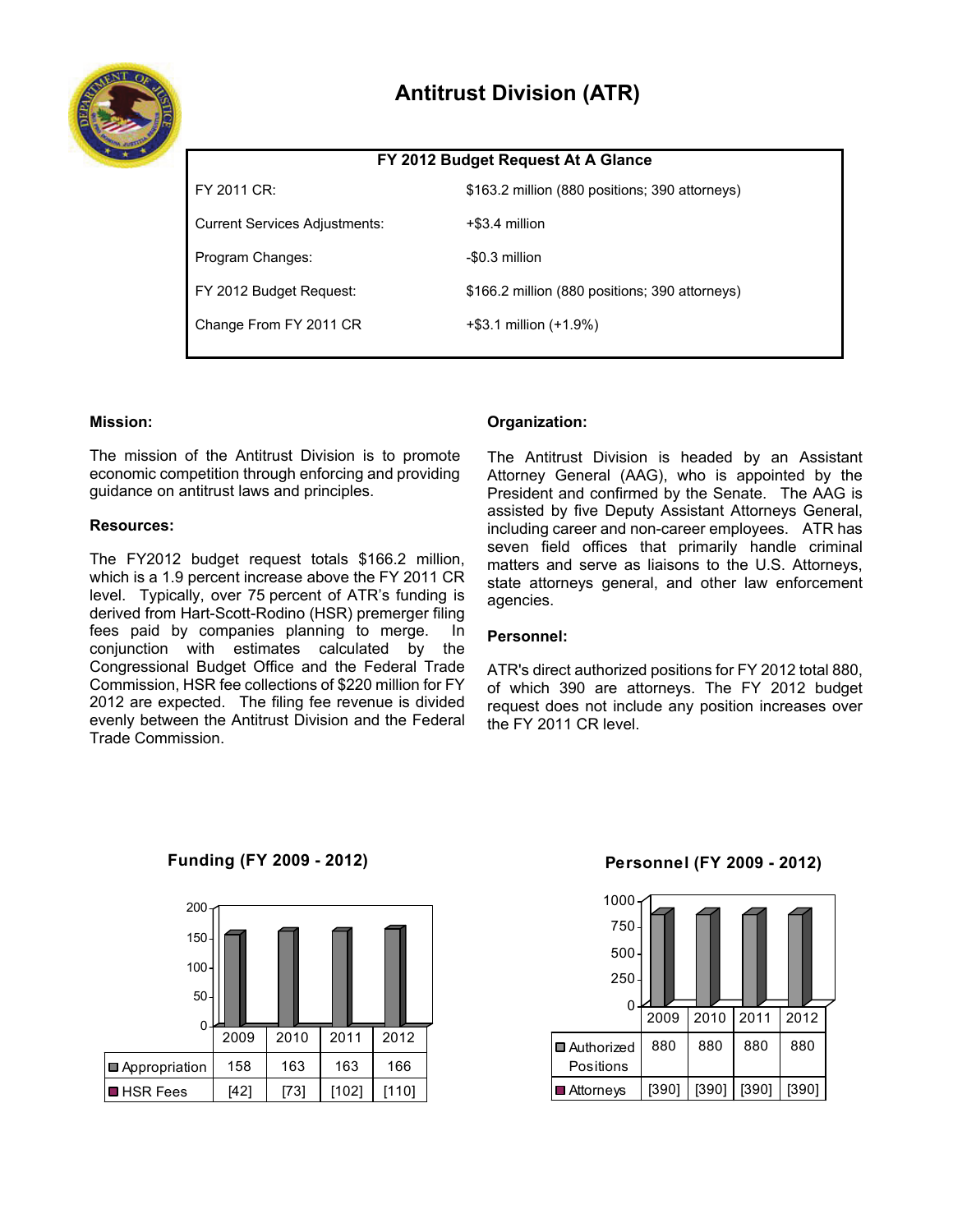# Antitrust Division (ATR)

| FY 2012 Budget Request At A Glance | |
|---|---|
| FY 2011 CR: | $163.2 million (880 positions; 390 attorneys) |
| Current Services Adjustments: | +$3.4 million |
| Program Changes: | -$0.3 million |
| FY 2012 Budget Request: | $166.2 million (880 positions; 390 attorneys) |
| Change From FY 2011 CR | +$3.1 million (+1.9%) |

**Mission:**

The mission of the Antitrust Division is to promote economic competition through enforcing and providing guidance on antitrust laws and principles.

**Resources:**

The FY2012 budget request totals $166.2 million, which is a 1.9 percent increase above the FY 2011 CR level. Typically, over 75 percent of ATR's funding is derived from Hart-Scott-Rodino (HSR) premerger filing fees paid by companies planning to merge. In conjunction with estimates calculated by the Congressional Budget Office and the Federal Trade Commission, HSR fee collections of $220 million for FY 2012 are expected. The filing fee revenue is divided evenly between the Antitrust Division and the Federal Trade Commission.

**Organization:**

The Antitrust Division is headed by an Assistant Attorney General (AAG), who is appointed by the President and confirmed by the Senate. The AAG is assisted by five Deputy Assistant Attorneys General, including career and non-career employees. ATR has seven field offices that primarily handle criminal matters and serve as liaisons to the U.S. Attorneys, state attorneys general, and other law enforcement agencies.

**Personnel:**

ATR's direct authorized positions for FY 2012 total 880, of which 390 are attorneys. The FY 2012 budget request does not include any position increases over the FY 2011 CR level.

**Funding (FY 2009 - 2012)**

| | 2009 | 2010 | 2011 | 2012 |
|---|---|---|---|---|
| Appropriation | 158 | 163 | 163 | 166 |
| HSR Fees | [42] | [73] | [102] | [110] |

**Personnel (FY 2009 - 2012)**

| | 2009 | 2010 | 2011 | 2012 |
|---|---|---|---|---|
| Authorized Positions | 880 | 880 | 880 | 880 |
| Attorneys | [390] | [390] | [390] | [390] |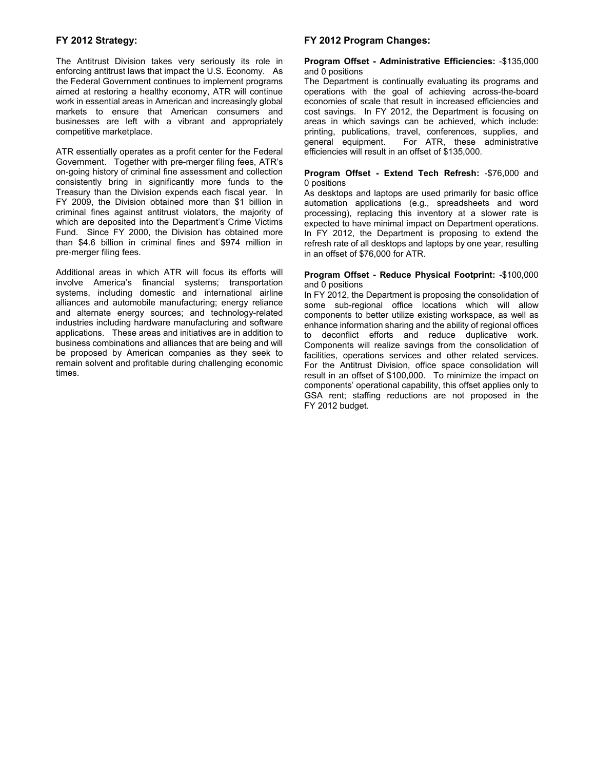### FY 2012 Strategy:

The Antitrust Division takes very seriously its role in enforcing antitrust laws that impact the U.S. Economy. As the Federal Government continues to implement programs aimed at restoring a healthy economy, ATR will continue work in essential areas in American and increasingly global markets to ensure that American consumers and businesses are left with a vibrant and appropriately competitive marketplace.

ATR essentially operates as a profit center for the Federal Government. Together with pre-merger filing fees, ATR's on-going history of criminal fine assessment and collection consistently bring in significantly more funds to the Treasury than the Division expends each fiscal year. In FY 2009, the Division obtained more than $1 billion in criminal fines against antitrust violators, the majority of which are deposited into the Department's Crime Victims Fund. Since FY 2000, the Division has obtained more than $4.6 billion in criminal fines and $974 million in pre-merger filing fees.

Additional areas in which ATR will focus its efforts will involve America's financial systems; transportation systems, including domestic and international airline alliances and automobile manufacturing; energy reliance and alternate energy sources; and technology-related industries including hardware manufacturing and software applications. These areas and initiatives are in addition to business combinations and alliances that are being and will be proposed by American companies as they seek to remain solvent and profitable during challenging economic times.

### FY 2012 Program Changes:

**Program Offset - Administrative Efficiencies:** -$135,000 and 0 positions
The Department is continually evaluating its programs and operations with the goal of achieving across-the-board economies of scale that result in increased efficiencies and cost savings. In FY 2012, the Department is focusing on areas in which savings can be achieved, which include: printing, publications, travel, conferences, supplies, and general equipment. For ATR, these administrative efficiencies will result in an offset of $135,000.

**Program Offset - Extend Tech Refresh:** -$76,000 and 0 positions
As desktops and laptops are used primarily for basic office automation applications (e.g., spreadsheets and word processing), replacing this inventory at a slower rate is expected to have minimal impact on Department operations. In FY 2012, the Department is proposing to extend the refresh rate of all desktops and laptops by one year, resulting in an offset of $76,000 for ATR.

**Program Offset - Reduce Physical Footprint:** -$100,000 and 0 positions
In FY 2012, the Department is proposing the consolidation of some sub-regional office locations which will allow components to better utilize existing workspace, as well as enhance information sharing and the ability of regional offices to deconflict efforts and reduce duplicative work. Components will realize savings from the consolidation of facilities, operations services and other related services. For the Antitrust Division, office space consolidation will result in an offset of $100,000. To minimize the impact on components' operational capability, this offset applies only to GSA rent; staffing reductions are not proposed in the FY 2012 budget.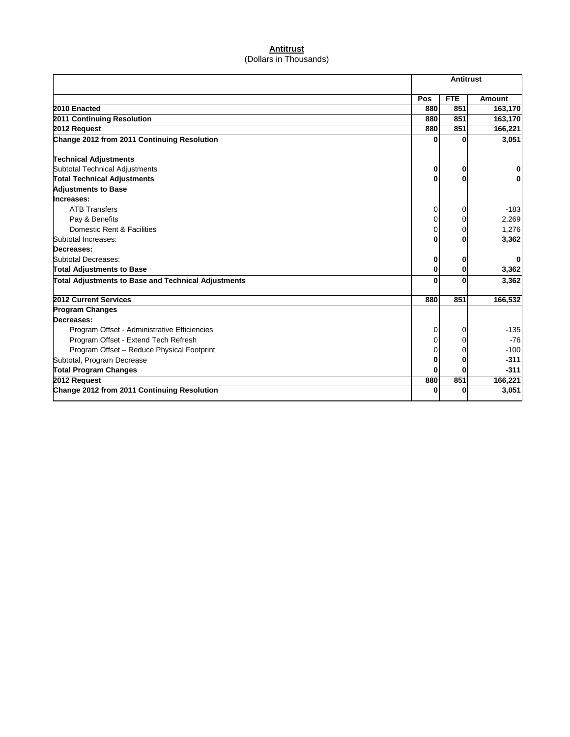**Antitrust**

(Dollars in Thousands)

| | Antitrust | | |
|---|---|---|---|
| | **Pos** | **FTE** | **Amount** |
| **2010 Enacted** | **880** | **851** | **163,170** |
| **2011 Continuing Resolution** | **880** | **851** | **163,170** |
| **2012 Request** | **880** | **851** | **166,221** |
| **Change 2012 from 2011 Continuing Resolution** | **0** | **0** | **3,051** |
| **Technical Adjustments** | | | |
| Subtotal Technical Adjustments | **0** | **0** | **0** |
| **Total Technical Adjustments** | **0** | **0** | **0** |
| **Adjustments to Base** | | | |
| **Increases:** | | | |
| ATB Transfers | 0 | 0 | -183 |
| Pay & Benefits | 0 | 0 | 2,269 |
| Domestic Rent & Facilities | 0 | 0 | 1,276 |
| Subtotal Increases: | **0** | **0** | **3,362** |
| **Decreases:** | | | |
| Subtotal Decreases: | **0** | **0** | **0** |
| **Total Adjustments to Base** | **0** | **0** | **3,362** |
| **Total Adjustments to Base and Technical Adjustments** | **0** | **0** | **3,362** |
| **2012 Current Services** | **880** | **851** | **166,532** |
| **Program Changes** | | | |
| **Decreases:** | | | |
| Program Offset - Administrative Efficiencies | 0 | 0 | -135 |
| Program Offset - Extend Tech Refresh | 0 | 0 | -76 |
| Program Offset – Reduce Physical Footprint | 0 | 0 | -100 |
| Subtotal, Program Decrease | **0** | **0** | **-311** |
| **Total Program Changes** | **0** | **0** | **-311** |
| **2012 Request** | **880** | **851** | **166,221** |
| **Change 2012 from 2011 Continuing Resolution** | **0** | **0** | **3,051** |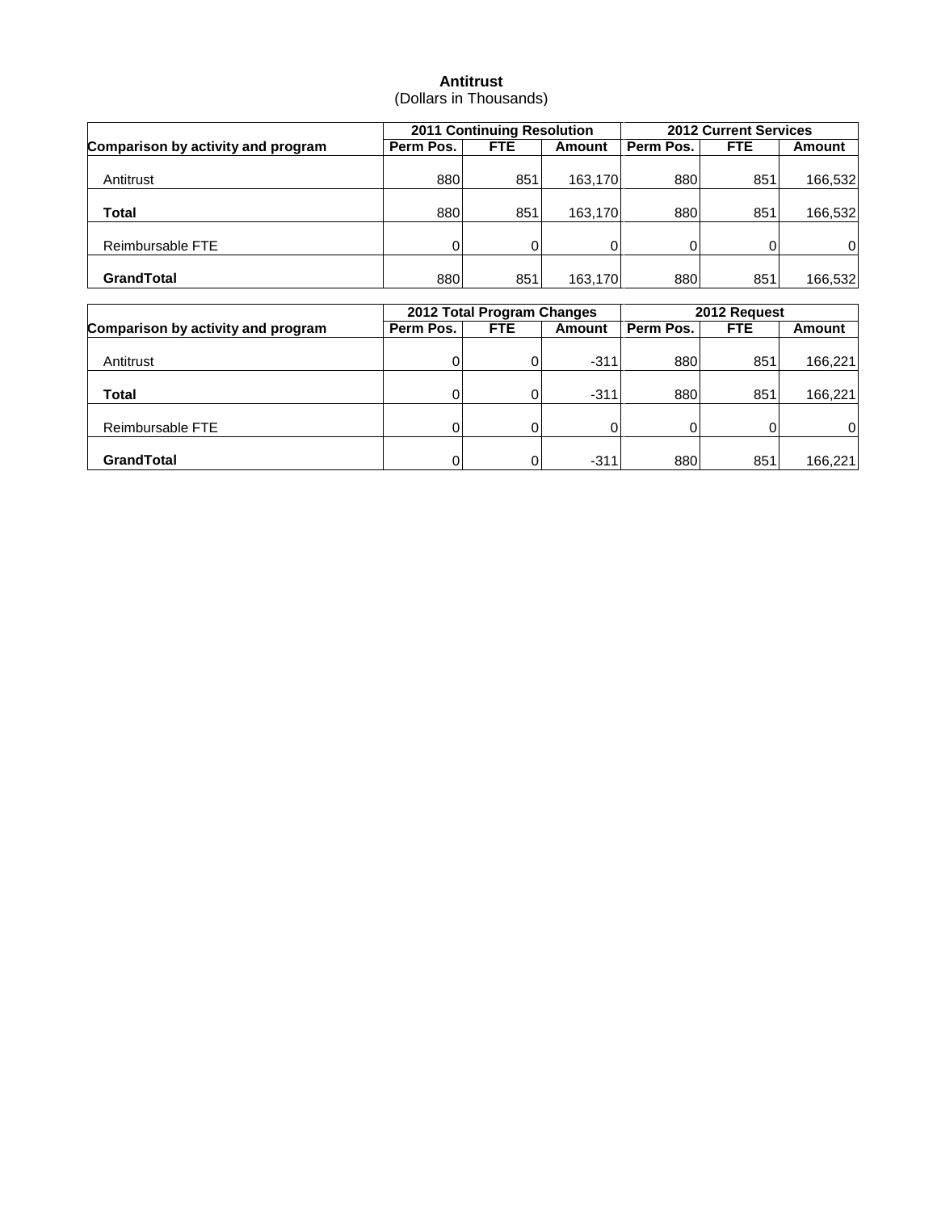**Antitrust**
(Dollars in Thousands)

| Comparison by activity and program | 2011 Continuing Resolution | | | 2012 Current Services | | |
|---|---|---|---|---|---|---|
| | Perm Pos. | FTE | Amount | Perm Pos. | FTE | Amount |
| Antitrust | 880 | 851 | 163,170 | 880 | 851 | 166,532 |
| **Total** | 880 | 851 | 163,170 | 880 | 851 | 166,532 |
| Reimbursable FTE | 0 | 0 | 0 | 0 | 0 | 0 |
| **GrandTotal** | 880 | 851 | 163,170 | 880 | 851 | 166,532 |

| Comparison by activity and program | 2012 Total Program Changes | | | 2012 Request | | |
|---|---|---|---|---|---|---|
| | Perm Pos. | FTE | Amount | Perm Pos. | FTE | Amount |
| Antitrust | 0 | 0 | -311 | 880 | 851 | 166,221 |
| **Total** | 0 | 0 | -311 | 880 | 851 | 166,221 |
| Reimbursable FTE | 0 | 0 | 0 | 0 | 0 | 0 |
| **GrandTotal** | 0 | 0 | -311 | 880 | 851 | 166,221 |